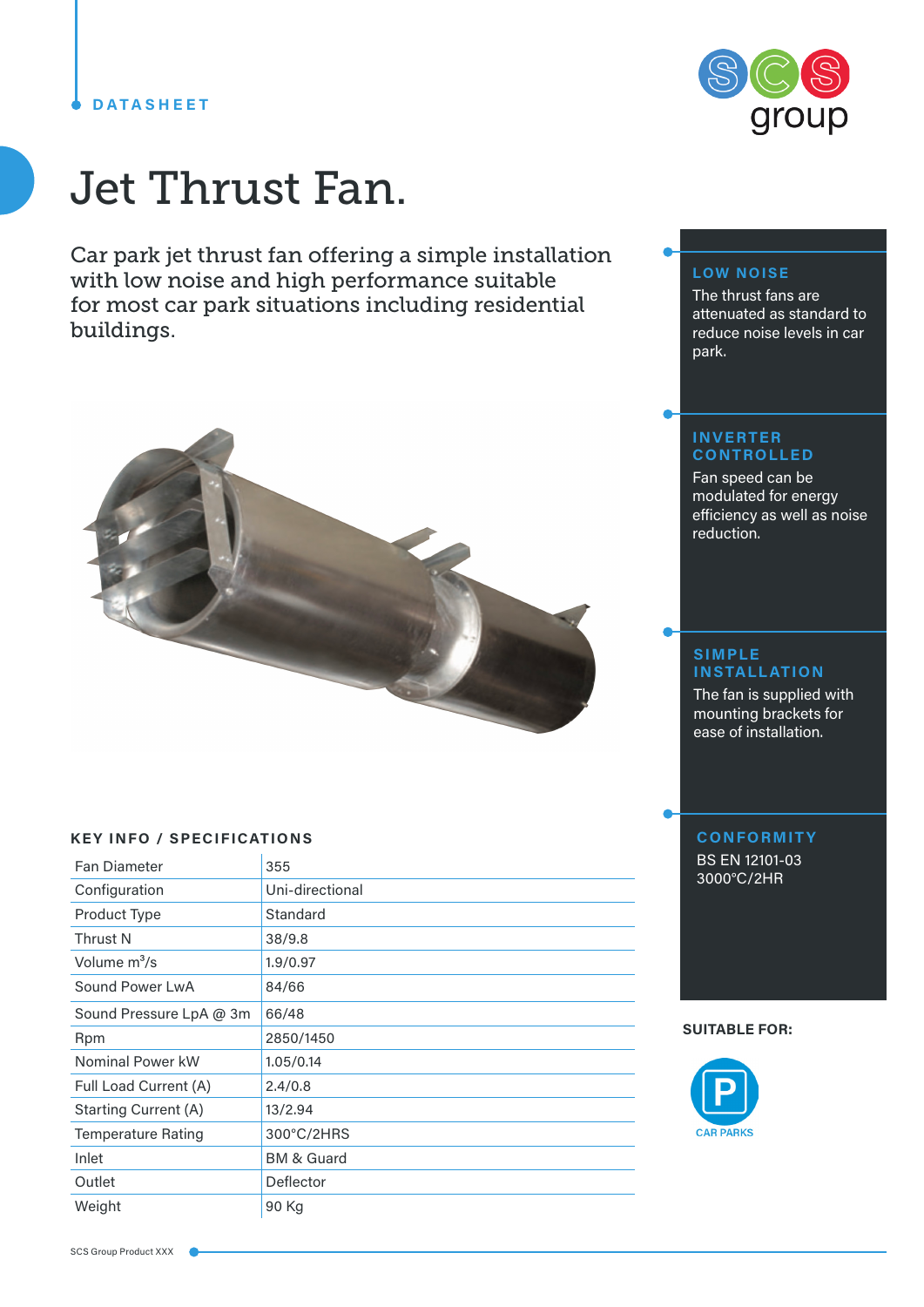DATASHEET

# Jet Thrust Fan.

Car park jet thrust fan offering a simple installation with low noise and high performance suitable for most car park situations including residential buildings.

### LOW NOISE

The thrust fans are attenuated as standard to reduce noise levels in car park.

### INVERTER CONTROLLED

Fan speed can be modulated for energy efficiency as well as noise reduction.

### SIMPLE INSTALLATION

The fan is supplied with mounting brackets for ease of installation.

### CONFORMITY

BS EN 12101-03
3000°C/2HR

## KEY INFO / SPECIFICATIONS

| | |
|---|---|
| Fan Diameter | 355 |
| Configuration | Uni-directional |
| Product Type | Standard |
| Thrust N | 38/9.8 |
| Volume $m^3/s$ | 1.9/0.97 |
| Sound Power LwA | 84/66 |
| Sound Pressure LpA @ 3m | 66/48 |
| Rpm | 2850/1450 |
| Nominal Power kW | 1.05/0.14 |
| Full Load Current (A) | 2.4/0.8 |
| Starting Current (A) | 13/2.94 |
| Temperature Rating | 300°C/2HRS |
| Inlet | BM & Guard |
| Outlet | Deflector |
| Weight | 90 Kg |

**SUITABLE FOR:**

CAR PARKS

SCS Group Product XXX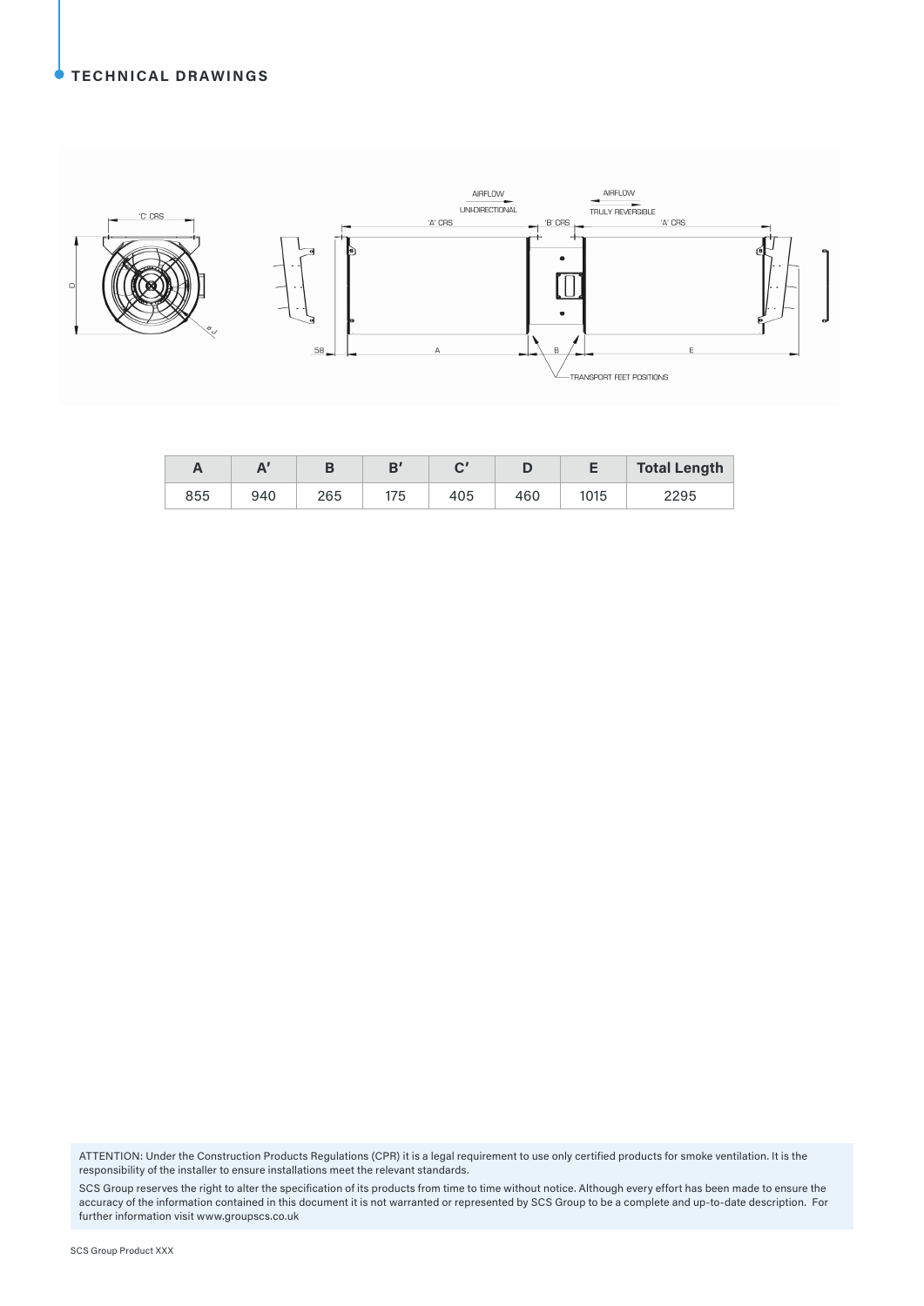## TECHNICAL DRAWINGS

'C' CRS

D

AIRFLOW

UNI-DIRECTIONAL

AIRFLOW

TRULY REVERSIBLE

'A' CRS

'B' CRS

'A' CRS

58

A

B

E

TRANSPORT FEET POSITIONS

| A | A′ | B | B′ | C′ | D | E | Total Length |
|---|---|---|---|---|---|---|---|
| 855 | 940 | 265 | 175 | 405 | 460 | 1015 | 2295 |

ATTENTION: Under the Construction Products Regulations (CPR) it is a legal requirement to use only certified products for smoke ventilation. It is the responsibility of the installer to ensure installations meet the relevant standards.

SCS Group reserves the right to alter the specification of its products from time to time without notice. Although every effort has been made to ensure the accuracy of the information contained in this document it is not warranted or represented by SCS Group to be a complete and up-to-date description. For further information visit www.groupscs.co.uk